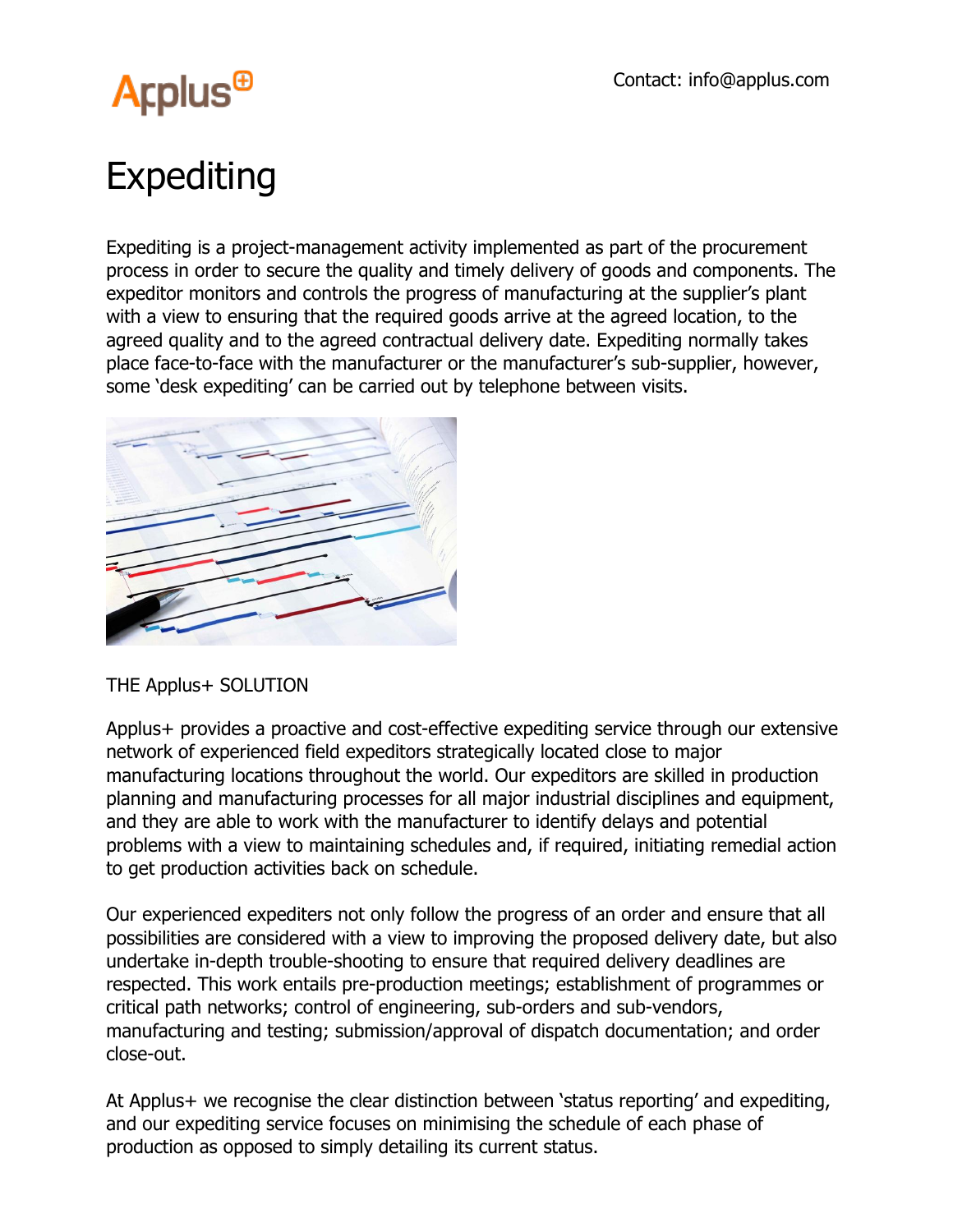Contact: info@applus.com

# Expediting

Expediting is a project-management activity implemented as part of the procurement process in order to secure the quality and timely delivery of goods and components. The expeditor monitors and controls the progress of manufacturing at the supplier's plant with a view to ensuring that the required goods arrive at the agreed location, to the agreed quality and to the agreed contractual delivery date. Expediting normally takes place face-to-face with the manufacturer or the manufacturer's sub-supplier, however, some 'desk expediting' can be carried out by telephone between visits.

THE Applus+ SOLUTION

Applus+ provides a proactive and cost-effective expediting service through our extensive network of experienced field expeditors strategically located close to major manufacturing locations throughout the world. Our expeditors are skilled in production planning and manufacturing processes for all major industrial disciplines and equipment, and they are able to work with the manufacturer to identify delays and potential problems with a view to maintaining schedules and, if required, initiating remedial action to get production activities back on schedule.

Our experienced expediters not only follow the progress of an order and ensure that all possibilities are considered with a view to improving the proposed delivery date, but also undertake in-depth trouble-shooting to ensure that required delivery deadlines are respected. This work entails pre-production meetings; establishment of programmes or critical path networks; control of engineering, sub-orders and sub-vendors, manufacturing and testing; submission/approval of dispatch documentation; and order close-out.

At Applus+ we recognise the clear distinction between 'status reporting' and expediting, and our expediting service focuses on minimising the schedule of each phase of production as opposed to simply detailing its current status.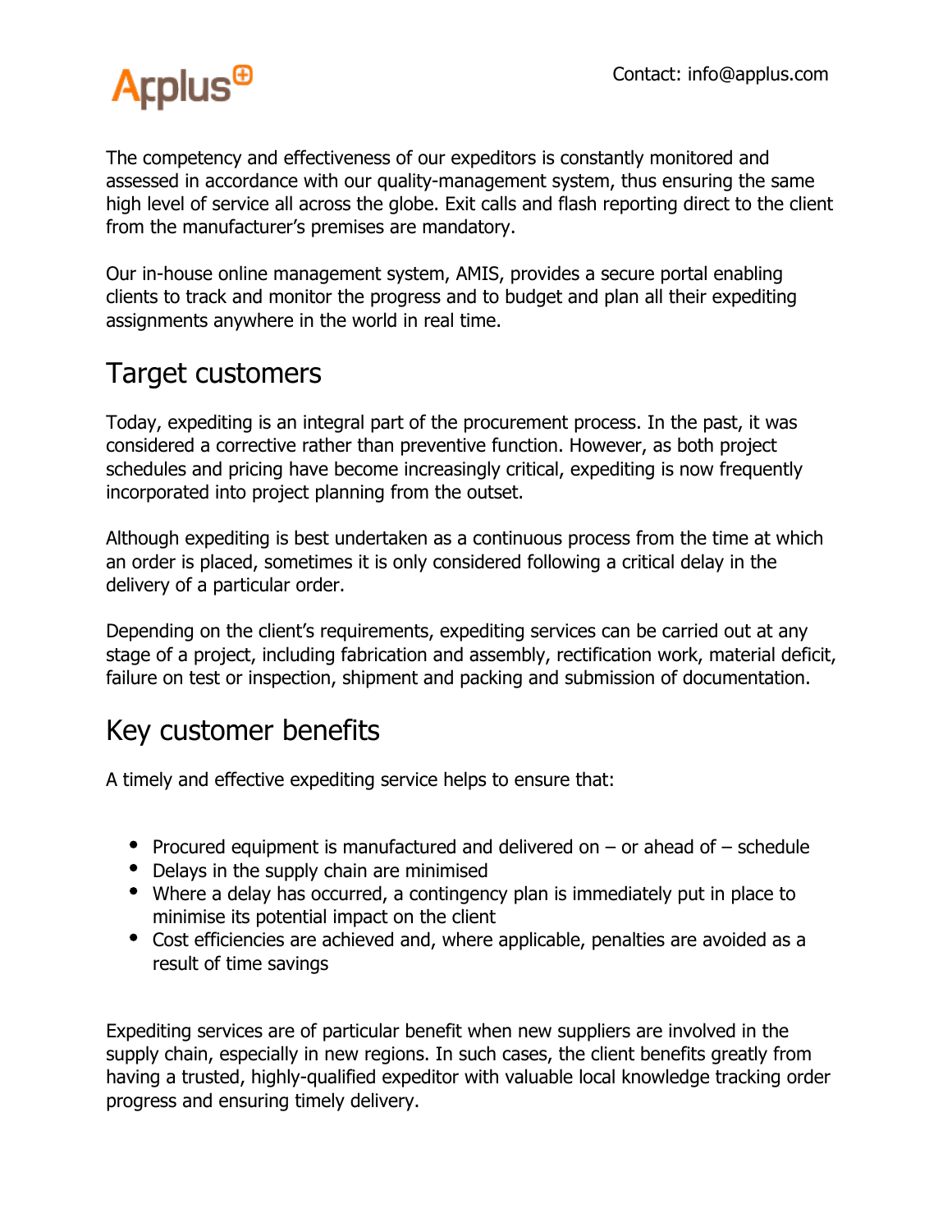The competency and effectiveness of our expeditors is constantly monitored and assessed in accordance with our quality-management system, thus ensuring the same high level of service all across the globe. Exit calls and flash reporting direct to the client from the manufacturer's premises are mandatory.

Our in-house online management system, AMIS, provides a secure portal enabling clients to track and monitor the progress and to budget and plan all their expediting assignments anywhere in the world in real time.

## Target customers

Today, expediting is an integral part of the procurement process. In the past, it was considered a corrective rather than preventive function. However, as both project schedules and pricing have become increasingly critical, expediting is now frequently incorporated into project planning from the outset.

Although expediting is best undertaken as a continuous process from the time at which an order is placed, sometimes it is only considered following a critical delay in the delivery of a particular order.

Depending on the client's requirements, expediting services can be carried out at any stage of a project, including fabrication and assembly, rectification work, material deficit, failure on test or inspection, shipment and packing and submission of documentation.

## Key customer benefits

A timely and effective expediting service helps to ensure that:

- Procured equipment is manufactured and delivered on – or ahead of – schedule
- Delays in the supply chain are minimised
- Where a delay has occurred, a contingency plan is immediately put in place to minimise its potential impact on the client
- Cost efficiencies are achieved and, where applicable, penalties are avoided as a result of time savings

Expediting services are of particular benefit when new suppliers are involved in the supply chain, especially in new regions. In such cases, the client benefits greatly from having a trusted, highly-qualified expeditor with valuable local knowledge tracking order progress and ensuring timely delivery.